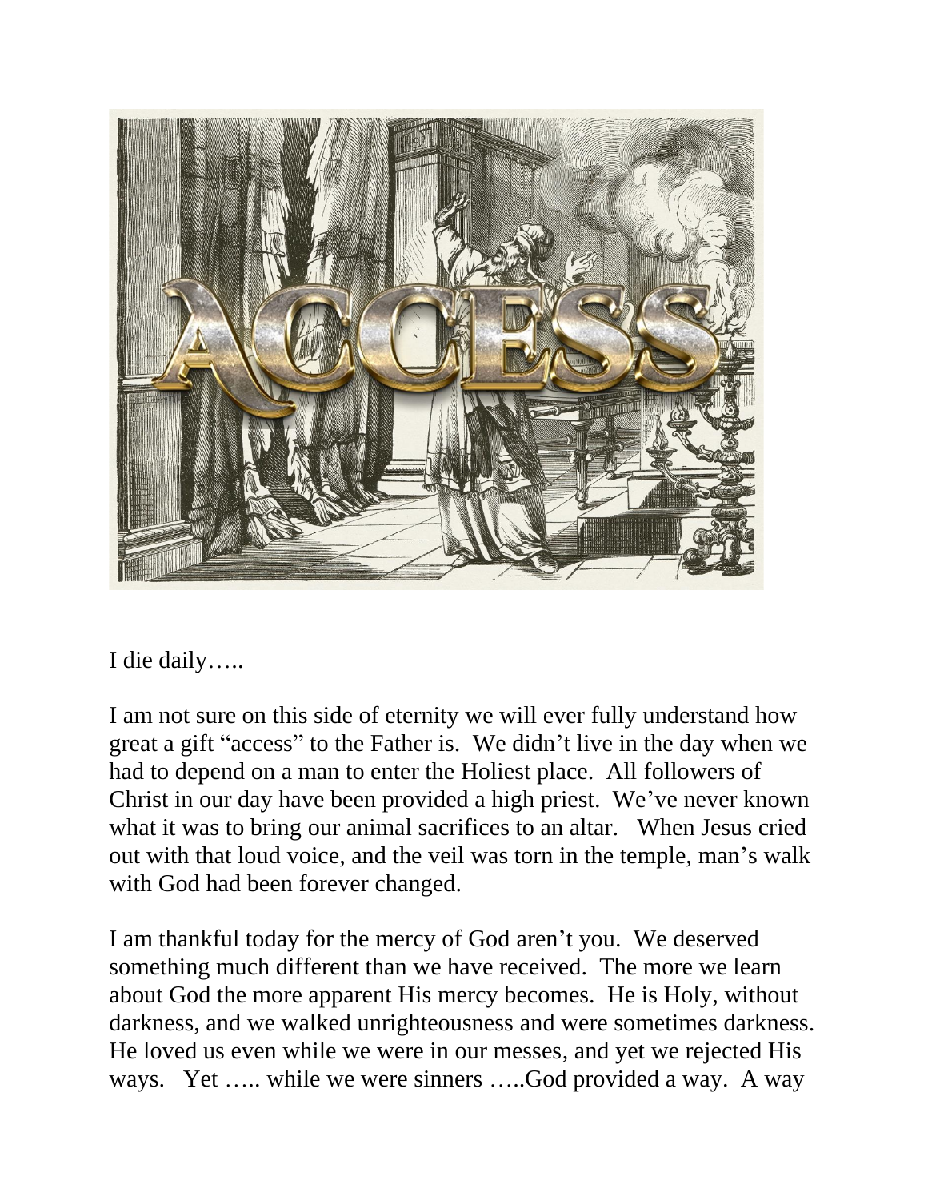I die daily…..

I am not sure on this side of eternity we will ever fully understand how great a gift "access" to the Father is. We didn't live in the day when we had to depend on a man to enter the Holiest place. All followers of Christ in our day have been provided a high priest. We've never known what it was to bring our animal sacrifices to an altar. When Jesus cried out with that loud voice, and the veil was torn in the temple, man's walk with God had been forever changed.

I am thankful today for the mercy of God aren't you. We deserved something much different than we have received. The more we learn about God the more apparent His mercy becomes. He is Holy, without darkness, and we walked unrighteousness and were sometimes darkness. He loved us even while we were in our messes, and yet we rejected His ways. Yet ….. while we were sinners …..God provided a way. A way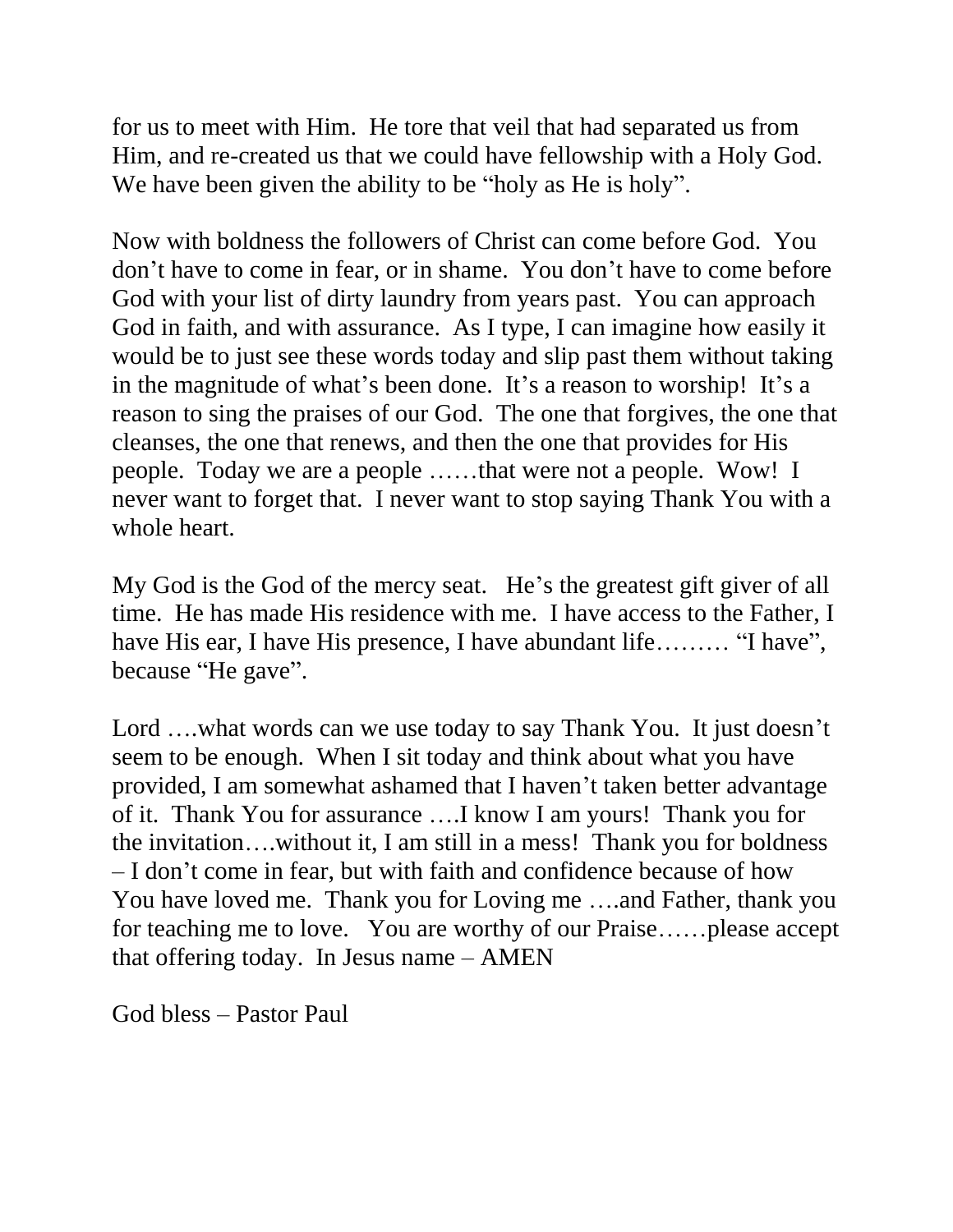for us to meet with Him. He tore that veil that had separated us from Him, and re-created us that we could have fellowship with a Holy God. We have been given the ability to be "holy as He is holy".

Now with boldness the followers of Christ can come before God. You don't have to come in fear, or in shame. You don't have to come before God with your list of dirty laundry from years past. You can approach God in faith, and with assurance. As I type, I can imagine how easily it would be to just see these words today and slip past them without taking in the magnitude of what's been done. It's a reason to worship! It's a reason to sing the praises of our God. The one that forgives, the one that cleanses, the one that renews, and then the one that provides for His people. Today we are a people ……that were not a people. Wow! I never want to forget that. I never want to stop saying Thank You with a whole heart.

My God is the God of the mercy seat. He's the greatest gift giver of all time. He has made His residence with me. I have access to the Father, I have His ear, I have His presence, I have abundant life……… "I have", because "He gave".

Lord ….what words can we use today to say Thank You. It just doesn't seem to be enough. When I sit today and think about what you have provided, I am somewhat ashamed that I haven't taken better advantage of it. Thank You for assurance ….I know I am yours! Thank you for the invitation….without it, I am still in a mess! Thank you for boldness – I don't come in fear, but with faith and confidence because of how You have loved me. Thank you for Loving me ….and Father, thank you for teaching me to love. You are worthy of our Praise……please accept that offering today. In Jesus name – AMEN

God bless – Pastor Paul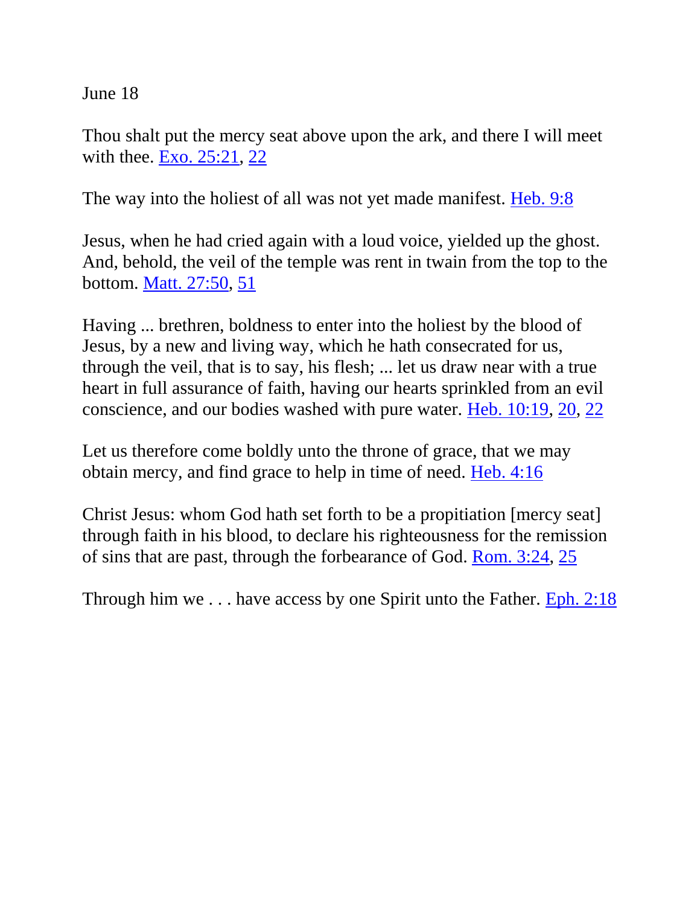June 18

Thou shalt put the mercy seat above upon the ark, and there I will meet with thee. Exo. 25:21, 22

The way into the holiest of all was not yet made manifest. Heb. 9:8

Jesus, when he had cried again with a loud voice, yielded up the ghost. And, behold, the veil of the temple was rent in twain from the top to the bottom. Matt. 27:50, 51

Having ... brethren, boldness to enter into the holiest by the blood of Jesus, by a new and living way, which he hath consecrated for us, through the veil, that is to say, his flesh; ... let us draw near with a true heart in full assurance of faith, having our hearts sprinkled from an evil conscience, and our bodies washed with pure water. Heb. 10:19, 20, 22

Let us therefore come boldly unto the throne of grace, that we may obtain mercy, and find grace to help in time of need. Heb. 4:16

Christ Jesus: whom God hath set forth to be a propitiation [mercy seat] through faith in his blood, to declare his righteousness for the remission of sins that are past, through the forbearance of God. Rom. 3:24, 25

Through him we . . . have access by one Spirit unto the Father. Eph. 2:18